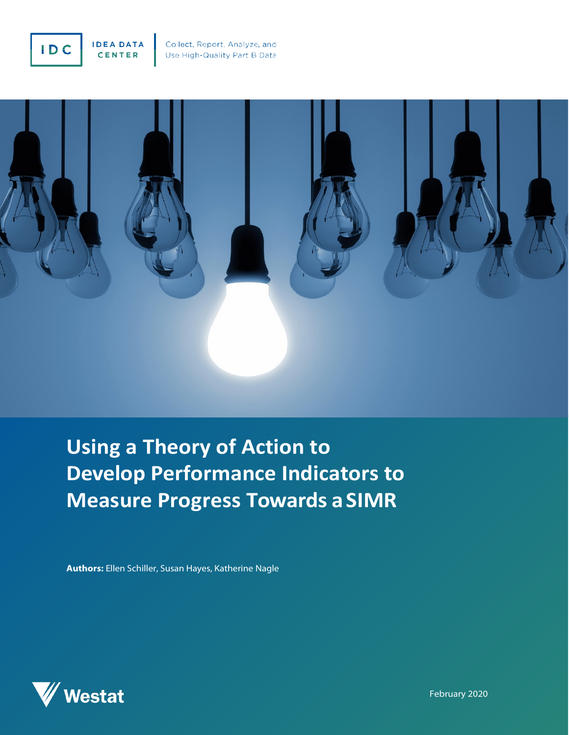IDC IDEA DATA CENTER

Collect, Report, Analyze, and Use High-Quality Part B Data

# Using a Theory of Action to Develop Performance Indicators to Measure Progress Towards a SIMR

**Authors:** Ellen Schiller, Susan Hayes, Katherine Nagle

Westat

February 2020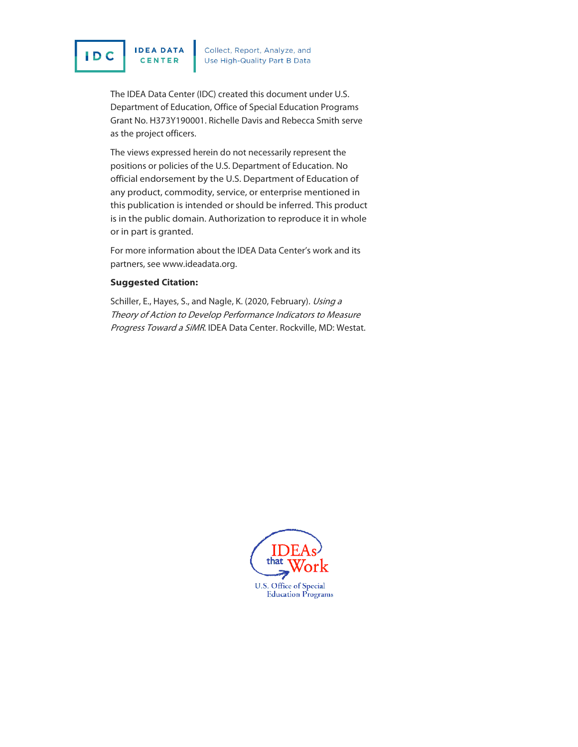The IDEA Data Center (IDC) created this document under U.S. Department of Education, Office of Special Education Programs Grant No. H373Y190001. Richelle Davis and Rebecca Smith serve as the project officers.

The views expressed herein do not necessarily represent the positions or policies of the U.S. Department of Education. No official endorsement by the U.S. Department of Education of any product, commodity, service, or enterprise mentioned in this publication is intended or should be inferred. This product is in the public domain. Authorization to reproduce it in whole or in part is granted.

For more information about the IDEA Data Center's work and its partners, see www.ideadata.org.

**Suggested Citation:**

Schiller, E., Hayes, S., and Nagle, K. (2020, February). *Using a Theory of Action to Develop Performance Indicators to Measure Progress Toward a SiMR*. IDEA Data Center. Rockville, MD: Westat.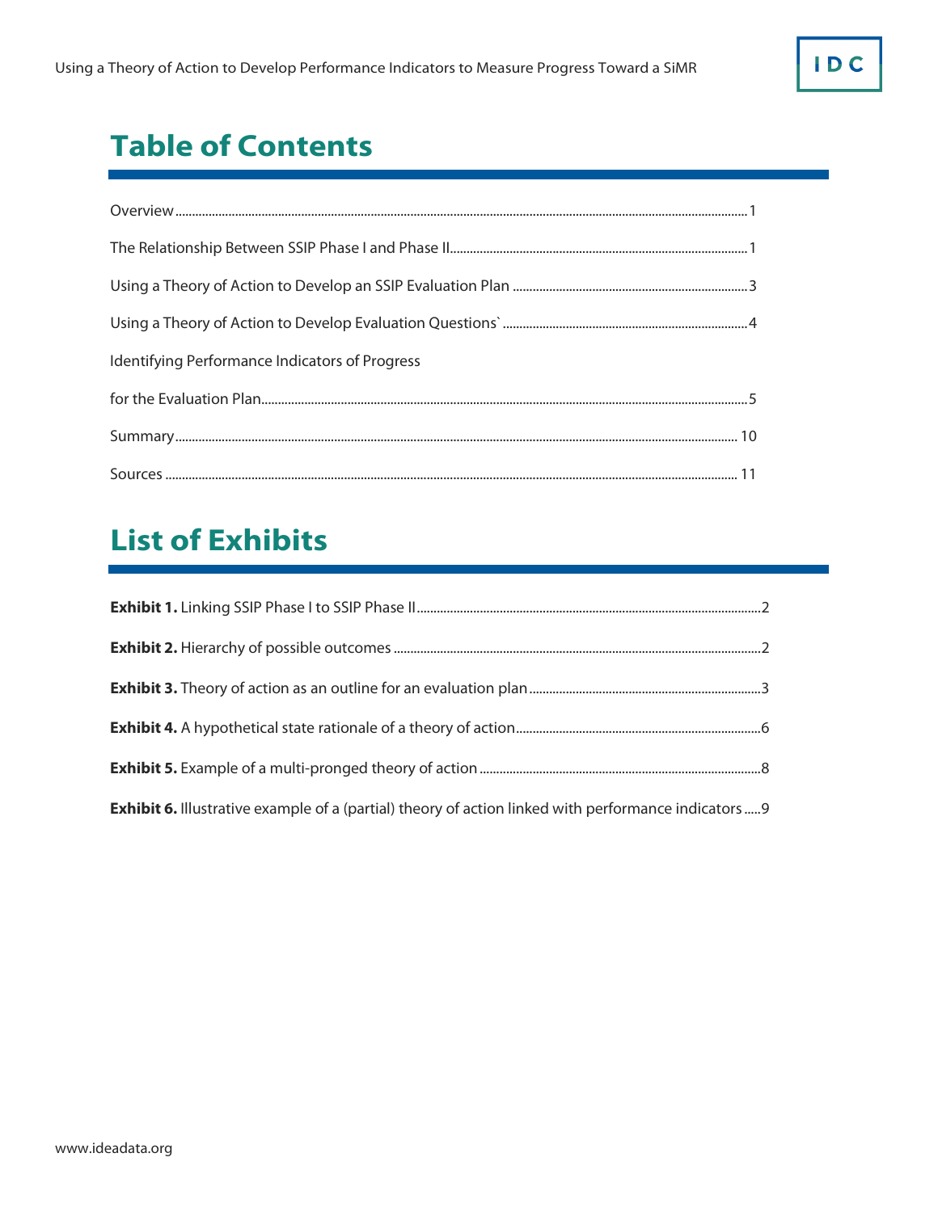# Table of Contents

Overview ........................................................................................................................................................ 1

The Relationship Between SSIP Phase I and Phase II.......................................................................... 1

Using a Theory of Action to Develop an SSIP Evaluation Plan ........................................................ 3

Using a Theory of Action to Develop Evaluation Questions` ............................................................ 4

Identifying Performance Indicators of Progress

for the Evaluation Plan................................................................................................................................ 5

Summary ..................................................................................................................................................... 10

Sources ......................................................................................................................................................... 11

# List of Exhibits

**Exhibit 1.** Linking SSIP Phase I to SSIP Phase II........................................................................................2

**Exhibit 2.** Hierarchy of possible outcomes ...............................................................................................2

**Exhibit 3.** Theory of action as an outline for an evaluation plan ..........................................................3

**Exhibit 4.** A hypothetical state rationale of a theory of action..............................................................6

**Exhibit 5.** Example of a multi-pronged theory of action .........................................................................8

**Exhibit 6.** Illustrative example of a (partial) theory of action linked with performance indicators .....9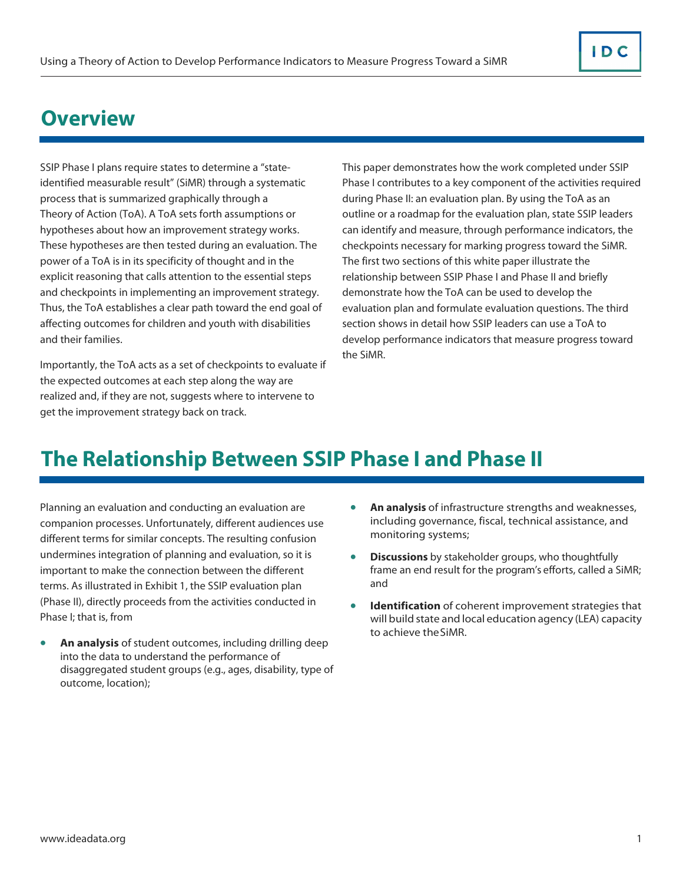## Overview

SSIP Phase I plans require states to determine a "state-identified measurable result" (SiMR) through a systematic process that is summarized graphically through a Theory of Action (ToA). A ToA sets forth assumptions or hypotheses about how an improvement strategy works. These hypotheses are then tested during an evaluation. The power of a ToA is in its specificity of thought and in the explicit reasoning that calls attention to the essential steps and checkpoints in implementing an improvement strategy. Thus, the ToA establishes a clear path toward the end goal of affecting outcomes for children and youth with disabilities and their families.

Importantly, the ToA acts as a set of checkpoints to evaluate if the expected outcomes at each step along the way are realized and, if they are not, suggests where to intervene to get the improvement strategy back on track.

This paper demonstrates how the work completed under SSIP Phase I contributes to a key component of the activities required during Phase II: an evaluation plan. By using the ToA as an outline or a roadmap for the evaluation plan, state SSIP leaders can identify and measure, through performance indicators, the checkpoints necessary for marking progress toward the SiMR. The first two sections of this white paper illustrate the relationship between SSIP Phase I and Phase II and briefly demonstrate how the ToA can be used to develop the evaluation plan and formulate evaluation questions. The third section shows in detail how SSIP leaders can use a ToA to develop performance indicators that measure progress toward the SiMR.

## The Relationship Between SSIP Phase I and Phase II

Planning an evaluation and conducting an evaluation are companion processes. Unfortunately, different audiences use different terms for similar concepts. The resulting confusion undermines integration of planning and evaluation, so it is important to make the connection between the different terms. As illustrated in Exhibit 1, the SSIP evaluation plan (Phase II), directly proceeds from the activities conducted in Phase I; that is, from

- **An analysis** of student outcomes, including drilling deep into the data to understand the performance of disaggregated student groups (e.g., ages, disability, type of outcome, location);
- **An analysis** of infrastructure strengths and weaknesses, including governance, fiscal, technical assistance, and monitoring systems;
- **Discussions** by stakeholder groups, who thoughtfully frame an end result for the program's efforts, called a SiMR; and
- **Identification** of coherent improvement strategies that will build state and local education agency (LEA) capacity to achieve the SiMR.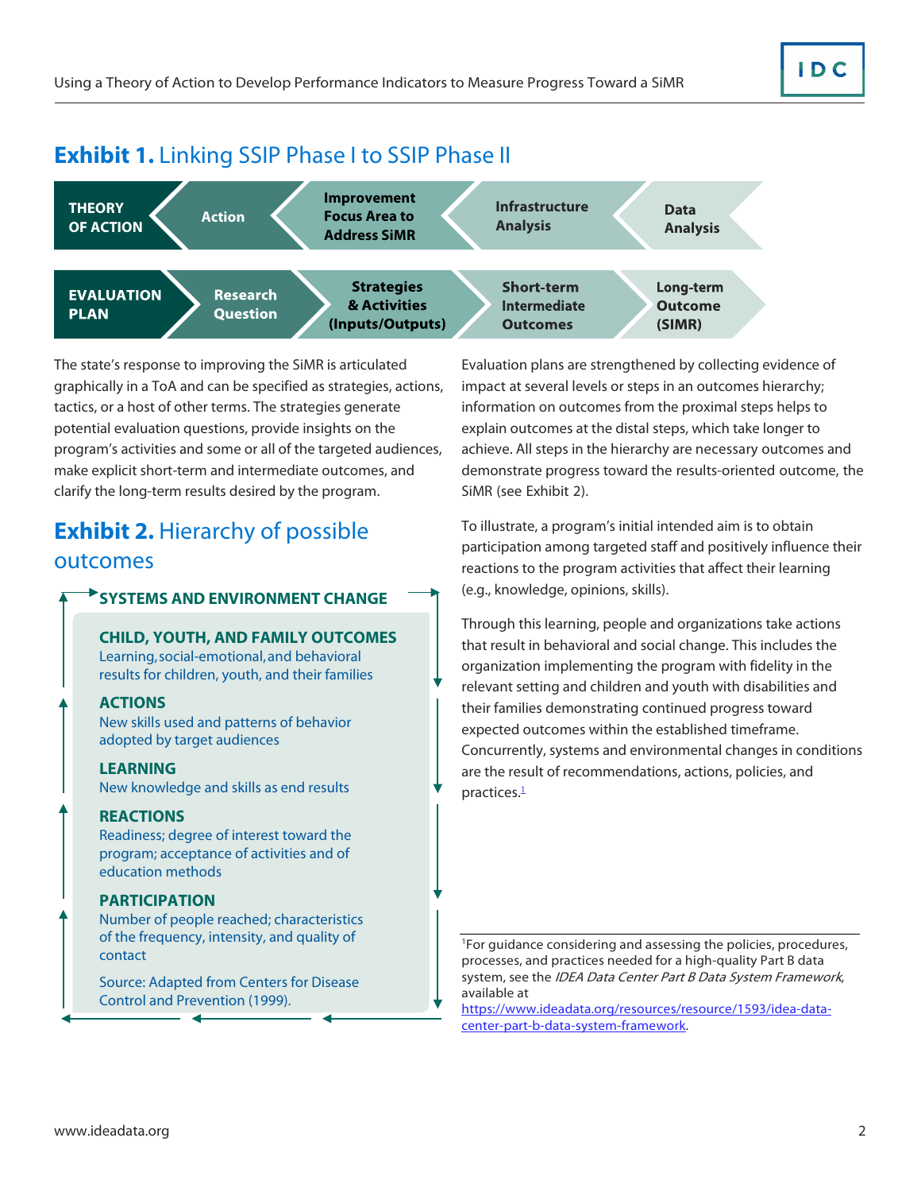## **Exhibit 1.** Linking SSIP Phase I to SSIP Phase II

| **THEORY OF ACTION** | **Action** | **Improvement Focus Area to Address SiMR** | **Infrastructure Analysis** | **Data Analysis** |
|---|---|---|---|---|
| **EVALUATION PLAN** | **Research Question** | **Strategies & Activities (Inputs/Outputs)** | **Short-term Intermediate Outcomes** | **Long-term Outcome (SIMR)** |

The state's response to improving the SiMR is articulated graphically in a ToA and can be specified as strategies, actions, tactics, or a host of other terms. The strategies generate potential evaluation questions, provide insights on the program's activities and some or all of the targeted audiences, make explicit short-term and intermediate outcomes, and clarify the long-term results desired by the program.

## **Exhibit 2.** Hierarchy of possible outcomes

**SYSTEMS AND ENVIRONMENT CHANGE**

**CHILD, YOUTH, AND FAMILY OUTCOMES**
Learning, social-emotional, and behavioral results for children, youth, and their families

**ACTIONS**
New skills used and patterns of behavior adopted by target audiences

**LEARNING**
New knowledge and skills as end results

**REACTIONS**
Readiness; degree of interest toward the program; acceptance of activities and of education methods

**PARTICIPATION**
Number of people reached; characteristics of the frequency, intensity, and quality of contact

Source: Adapted from Centers for Disease Control and Prevention (1999).

Evaluation plans are strengthened by collecting evidence of impact at several levels or steps in an outcomes hierarchy; information on outcomes from the proximal steps helps to explain outcomes at the distal steps, which take longer to achieve. All steps in the hierarchy are necessary outcomes and demonstrate progress toward the results-oriented outcome, the SiMR (see Exhibit 2).

To illustrate, a program's initial intended aim is to obtain participation among targeted staff and positively influence their reactions to the program activities that affect their learning (e.g., knowledge, opinions, skills).

Through this learning, people and organizations take actions that result in behavioral and social change. This includes the organization implementing the program with fidelity in the relevant setting and children and youth with disabilities and their families demonstrating continued progress toward expected outcomes within the established timeframe. Concurrently, systems and environmental changes in conditions are the result of recommendations, actions, policies, and practices.[1]

[1]For guidance considering and assessing the policies, procedures, processes, and practices needed for a high-quality Part B data system, see the *IDEA Data Center Part B Data System Framework*, available at https://www.ideadata.org/resources/resource/1593/idea-data-center-part-b-data-system-framework.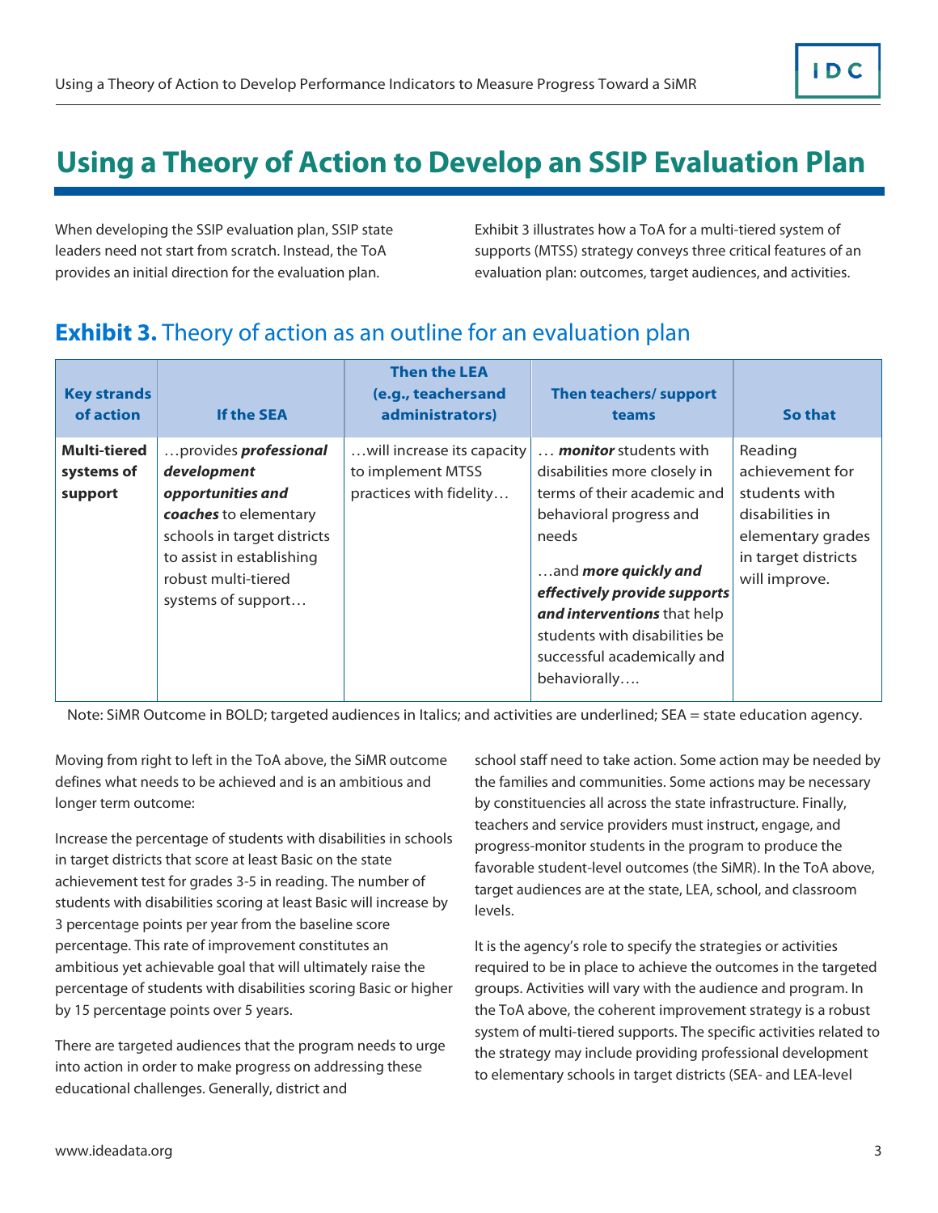# Using a Theory of Action to Develop an SSIP Evaluation Plan

When developing the SSIP evaluation plan, SSIP state leaders need not start from scratch. Instead, the ToA provides an initial direction for the evaluation plan.

Exhibit 3 illustrates how a ToA for a multi-tiered system of supports (MTSS) strategy conveys three critical features of an evaluation plan: outcomes, target audiences, and activities.

## **Exhibit 3.** Theory of action as an outline for an evaluation plan

| Key strands of action | If the SEA | Then the LEA (e.g., teachersand administrators) | Then teachers/ support teams | So that |
|---|---|---|---|---|
| **Multi-tiered systems of support** | …provides ***professional development opportunities and coaches*** to elementary schools in target districts to assist in establishing robust multi-tiered systems of support… | …will increase its capacity to implement MTSS practices with fidelity… | … ***monitor*** students with disabilities more closely in terms of their academic and behavioral progress and needs<br><br>…and ***more quickly and effectively provide supports and interventions*** that help students with disabilities be successful academically and behaviorally…. | Reading achievement for students with disabilities in elementary grades in target districts will improve. |

Note: SiMR Outcome in BOLD; targeted audiences in Italics; and activities are underlined; SEA = state education agency.

Moving from right to left in the ToA above, the SiMR outcome defines what needs to be achieved and is an ambitious and longer term outcome:

Increase the percentage of students with disabilities in schools in target districts that score at least Basic on the state achievement test for grades 3-5 in reading. The number of students with disabilities scoring at least Basic will increase by 3 percentage points per year from the baseline score percentage. This rate of improvement constitutes an ambitious yet achievable goal that will ultimately raise the percentage of students with disabilities scoring Basic or higher by 15 percentage points over 5 years.

There are targeted audiences that the program needs to urge into action in order to make progress on addressing these educational challenges. Generally, district and school staff need to take action. Some action may be needed by the families and communities. Some actions may be necessary by constituencies all across the state infrastructure. Finally, teachers and service providers must instruct, engage, and progress-monitor students in the program to produce the favorable student-level outcomes (the SiMR). In the ToA above, target audiences are at the state, LEA, school, and classroom levels.

It is the agency's role to specify the strategies or activities required to be in place to achieve the outcomes in the targeted groups. Activities will vary with the audience and program. In the ToA above, the coherent improvement strategy is a robust system of multi-tiered supports. The specific activities related to the strategy may include providing professional development to elementary schools in target districts (SEA- and LEA-level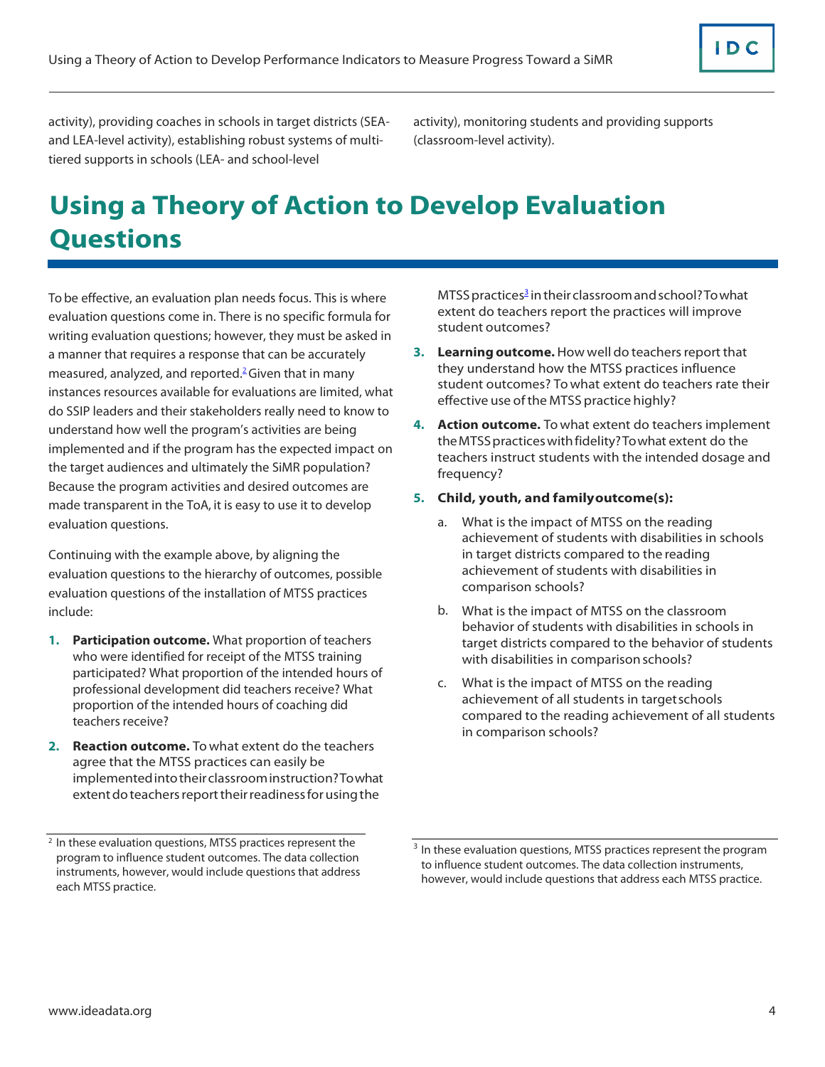activity), providing coaches in schools in target districts (SEA- and LEA-level activity), establishing robust systems of multi-tiered supports in schools (LEA- and school-level activity), monitoring students and providing supports (classroom-level activity).

# Using a Theory of Action to Develop Evaluation Questions

To be effective, an evaluation plan needs focus. This is where evaluation questions come in. There is no specific formula for writing evaluation questions; however, they must be asked in a manner that requires a response that can be accurately measured, analyzed, and reported.[2] Given that in many instances resources available for evaluations are limited, what do SSIP leaders and their stakeholders really need to know to understand how well the program's activities are being implemented and if the program has the expected impact on the target audiences and ultimately the SiMR population? Because the program activities and desired outcomes are made transparent in the ToA, it is easy to use it to develop evaluation questions.

Continuing with the example above, by aligning the evaluation questions to the hierarchy of outcomes, possible evaluation questions of the installation of MTSS practices include:

1. **Participation outcome.** What proportion of teachers who were identified for receipt of the MTSS training participated? What proportion of the intended hours of professional development did teachers receive? What proportion of the intended hours of coaching did teachers receive?
2. **Reaction outcome.** To what extent do the teachers agree that the MTSS practices can easily be implemented into their classroom instruction? To what extent do teachers report their readiness for using the MTSS practices[3] in their classroom and school? To what extent do teachers report the practices will improve student outcomes?
3. **Learning outcome.** How well do teachers report that they understand how the MTSS practices influence student outcomes? To what extent do teachers rate their effective use of the MTSS practice highly?
4. **Action outcome.** To what extent do teachers implement the MTSS practices with fidelity? To what extent do the teachers instruct students with the intended dosage and frequency?
5. **Child, youth, and family outcome(s):**
   a. What is the impact of MTSS on the reading achievement of students with disabilities in schools in target districts compared to the reading achievement of students with disabilities in comparison schools?
   b. What is the impact of MTSS on the classroom behavior of students with disabilities in schools in target districts compared to the behavior of students with disabilities in comparison schools?
   c. What is the impact of MTSS on the reading achievement of all students in target schools compared to the reading achievement of all students in comparison schools?

[2] In these evaluation questions, MTSS practices represent the program to influence student outcomes. The data collection instruments, however, would include questions that address each MTSS practice.

[3] In these evaluation questions, MTSS practices represent the program to influence student outcomes. The data collection instruments, however, would include questions that address each MTSS practice.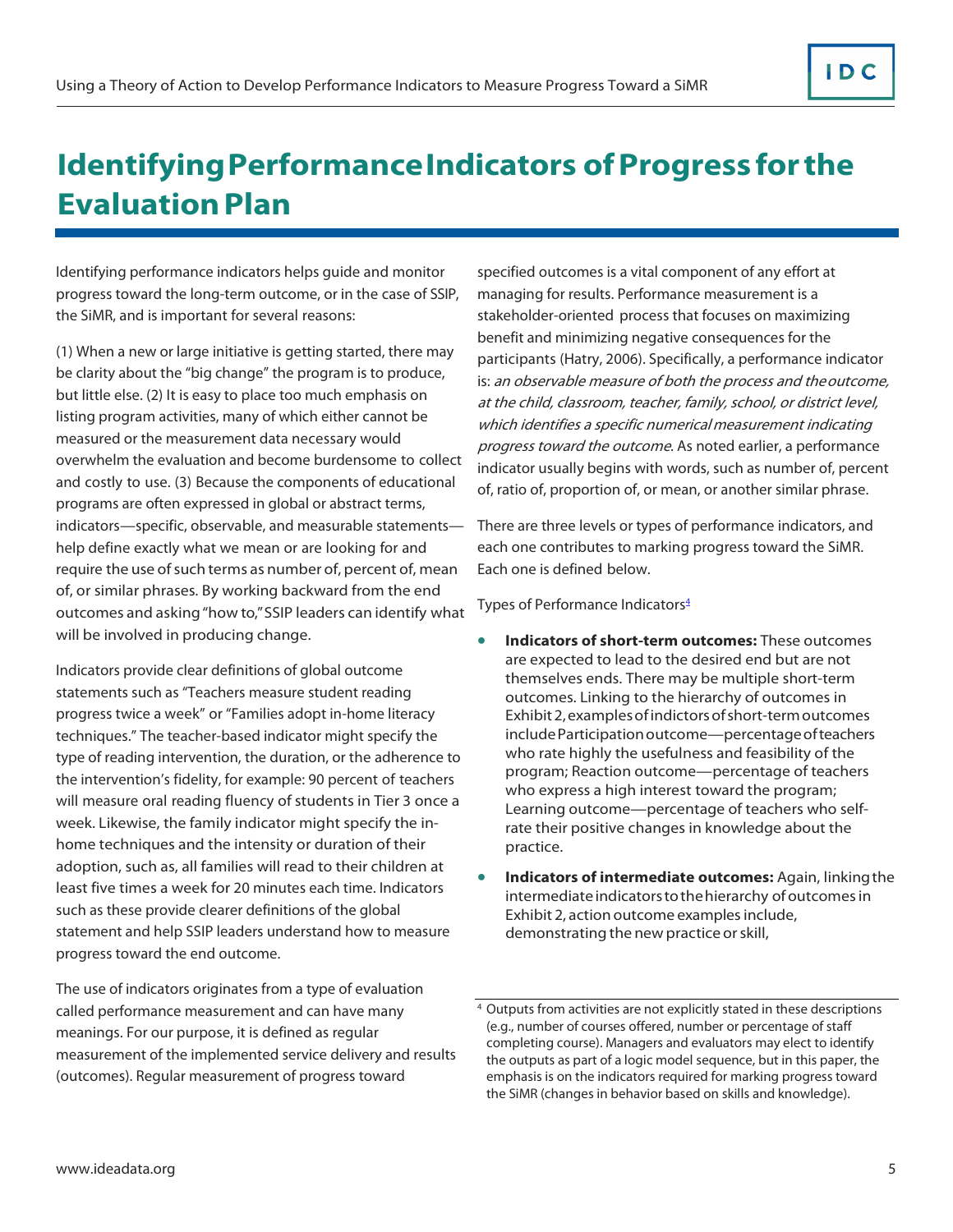# Identifying Performance Indicators of Progress for the Evaluation Plan

Identifying performance indicators helps guide and monitor progress toward the long-term outcome, or in the case of SSIP, the SiMR, and is important for several reasons:

(1) When a new or large initiative is getting started, there may be clarity about the "big change" the program is to produce, but little else. (2) It is easy to place too much emphasis on listing program activities, many of which either cannot be measured or the measurement data necessary would overwhelm the evaluation and become burdensome to collect and costly to use. (3) Because the components of educational programs are often expressed in global or abstract terms, indicators—specific, observable, and measurable statements—help define exactly what we mean or are looking for and require the use of such terms as number of, percent of, mean of, or similar phrases. By working backward from the end outcomes and asking "how to," SSIP leaders can identify what will be involved in producing change.

Indicators provide clear definitions of global outcome statements such as "Teachers measure student reading progress twice a week" or "Families adopt in-home literacy techniques." The teacher-based indicator might specify the type of reading intervention, the duration, or the adherence to the intervention's fidelity, for example: 90 percent of teachers will measure oral reading fluency of students in Tier 3 once a week. Likewise, the family indicator might specify the in-home techniques and the intensity or duration of their adoption, such as, all families will read to their children at least five times a week for 20 minutes each time. Indicators such as these provide clearer definitions of the global statement and help SSIP leaders understand how to measure progress toward the end outcome.

The use of indicators originates from a type of evaluation called performance measurement and can have many meanings. For our purpose, it is defined as regular measurement of the implemented service delivery and results (outcomes). Regular measurement of progress toward specified outcomes is a vital component of any effort at managing for results. Performance measurement is a stakeholder-oriented process that focuses on maximizing benefit and minimizing negative consequences for the participants (Hatry, 2006). Specifically, a performance indicator is: *an observable measure of both the process and the outcome, at the child, classroom, teacher, family, school, or district level, which identifies a specific numerical measurement indicating progress toward the outcome*. As noted earlier, a performance indicator usually begins with words, such as number of, percent of, ratio of, proportion of, or mean, or another similar phrase.

There are three levels or types of performance indicators, and each one contributes to marking progress toward the SiMR. Each one is defined below.

Types of Performance Indicators[4]

- **Indicators of short-term outcomes:** These outcomes are expected to lead to the desired end but are not themselves ends. There may be multiple short-term outcomes. Linking to the hierarchy of outcomes in Exhibit 2, examples of indictors of short-term outcomes include Participation outcome—percentage of teachers who rate highly the usefulness and feasibility of the program; Reaction outcome—percentage of teachers who express a high interest toward the program; Learning outcome—percentage of teachers who self-rate their positive changes in knowledge about the practice.
- **Indicators of intermediate outcomes:** Again, linking the intermediate indicators to the hierarchy of outcomes in Exhibit 2, action outcome examples include, demonstrating the new practice or skill,

[4] Outputs from activities are not explicitly stated in these descriptions (e.g., number of courses offered, number or percentage of staff completing course). Managers and evaluators may elect to identify the outputs as part of a logic model sequence, but in this paper, the emphasis is on the indicators required for marking progress toward the SiMR (changes in behavior based on skills and knowledge).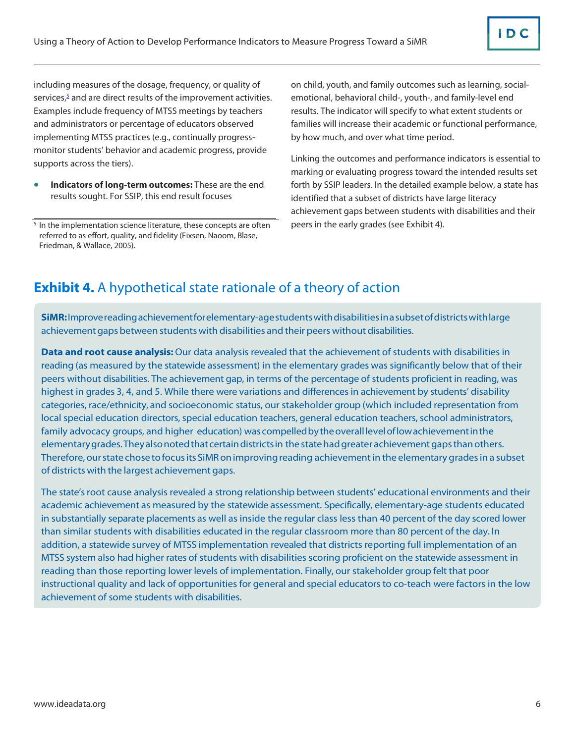including measures of the dosage, frequency, or quality of services,[5] and are direct results of the improvement activities. Examples include frequency of MTSS meetings by teachers and administrators or percentage of educators observed implementing MTSS practices (e.g., continually progress-monitor students' behavior and academic progress, provide supports across the tiers).

- **Indicators of long-term outcomes:** These are the end results sought. For SSIP, this end result focuses on child, youth, and family outcomes such as learning, social-emotional, behavioral child-, youth-, and family-level end results. The indicator will specify to what extent students or families will increase their academic or functional performance, by how much, and over what time period.

Linking the outcomes and performance indicators is essential to marking or evaluating progress toward the intended results set forth by SSIP leaders. In the detailed example below, a state has identified that a subset of districts have large literacy achievement gaps between students with disabilities and their peers in the early grades (see Exhibit 4).

[5] In the implementation science literature, these concepts are often referred to as effort, quality, and fidelity (Fixsen, Naoom, Blase, Friedman, & Wallace, 2005).

## **Exhibit 4.** A hypothetical state rationale of a theory of action

**SiMR:** Improve reading achievement for elementary-age students with disabilities in a subset of districts with large achievement gaps between students with disabilities and their peers without disabilities.

**Data and root cause analysis:** Our data analysis revealed that the achievement of students with disabilities in reading (as measured by the statewide assessment) in the elementary grades was significantly below that of their peers without disabilities. The achievement gap, in terms of the percentage of students proficient in reading, was highest in grades 3, 4, and 5. While there were variations and differences in achievement by students' disability categories, race/ethnicity, and socioeconomic status, our stakeholder group (which included representation from local special education directors, special education teachers, general education teachers, school administrators, family advocacy groups, and higher education) was compelled by the overall level of low achievement in the elementary grades. They also noted that certain districts in the state had greater achievement gaps than others. Therefore, our state chose to focus its SiMR on improving reading achievement in the elementary grades in a subset of districts with the largest achievement gaps.

The state's root cause analysis revealed a strong relationship between students' educational environments and their academic achievement as measured by the statewide assessment. Specifically, elementary-age students educated in substantially separate placements as well as inside the regular class less than 40 percent of the day scored lower than similar students with disabilities educated in the regular classroom more than 80 percent of the day. In addition, a statewide survey of MTSS implementation revealed that districts reporting full implementation of an MTSS system also had higher rates of students with disabilities scoring proficient on the statewide assessment in reading than those reporting lower levels of implementation. Finally, our stakeholder group felt that poor instructional quality and lack of opportunities for general and special educators to co-teach were factors in the low achievement of some students with disabilities.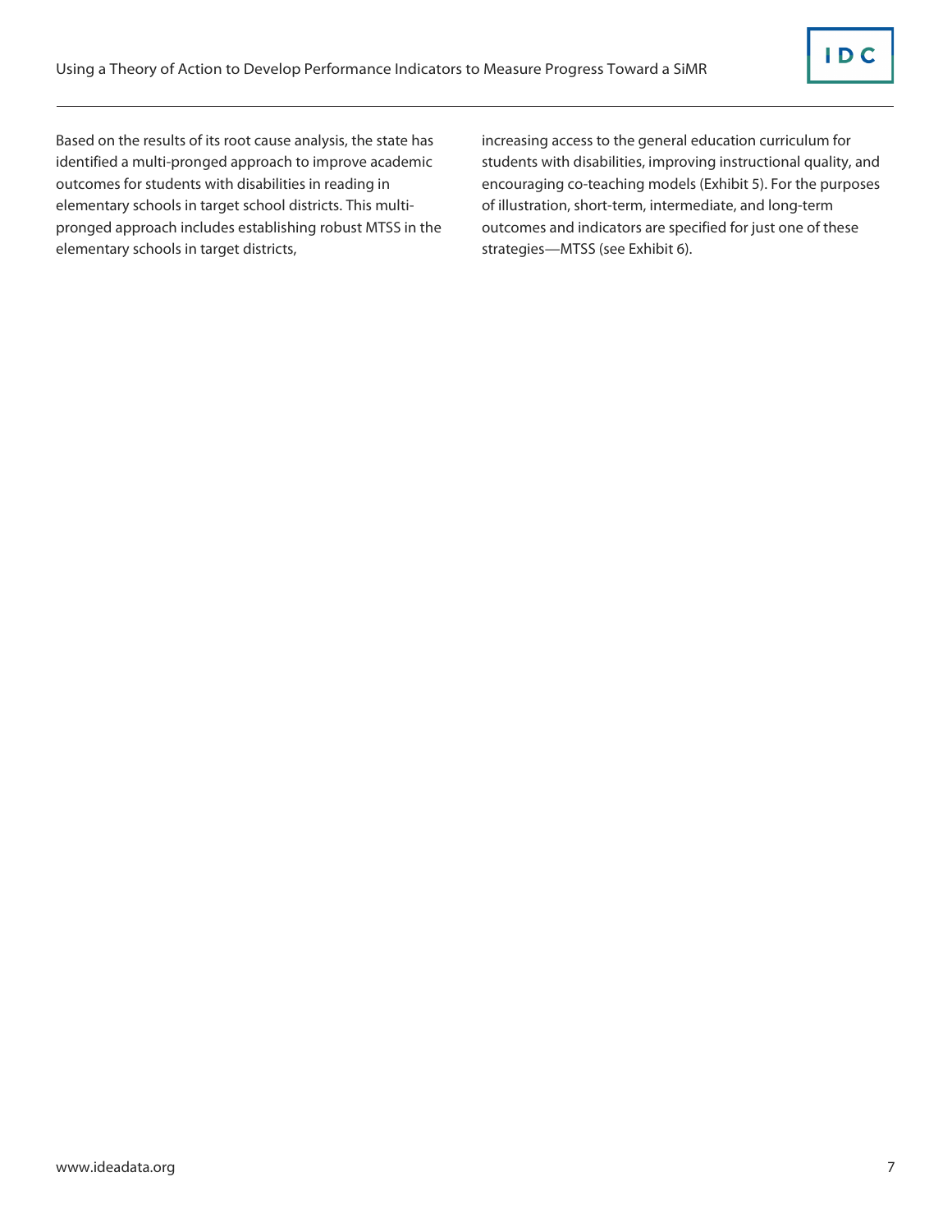Based on the results of its root cause analysis, the state has identified a multi-pronged approach to improve academic outcomes for students with disabilities in reading in elementary schools in target school districts. This multi-pronged approach includes establishing robust MTSS in the elementary schools in target districts, increasing access to the general education curriculum for students with disabilities, improving instructional quality, and encouraging co-teaching models (Exhibit 5). For the purposes of illustration, short-term, intermediate, and long-term outcomes and indicators are specified for just one of these strategies—MTSS (see Exhibit 6).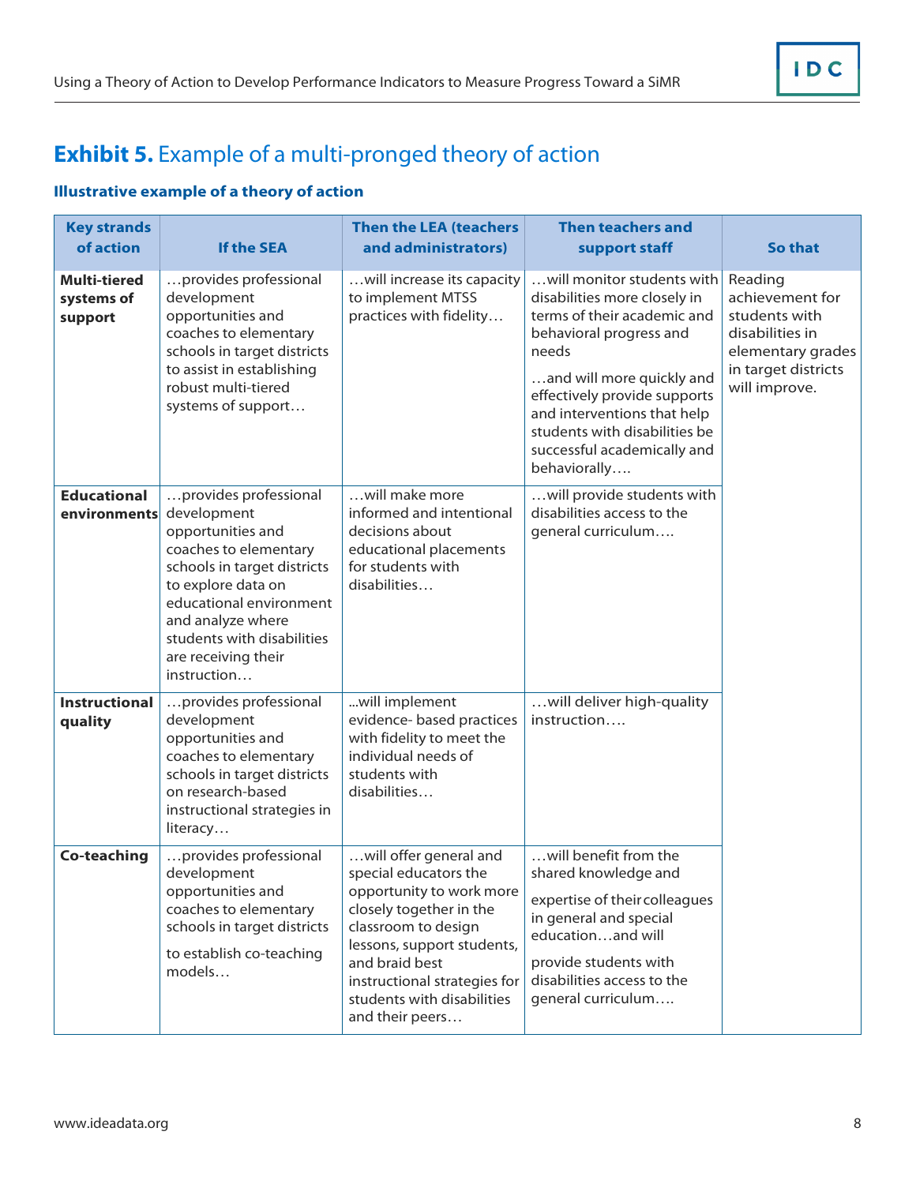## **Exhibit 5.** Example of a multi-pronged theory of action

### Illustrative example of a theory of action

| Key strands of action | If the SEA | Then the LEA (teachers and administrators) | Then teachers and support staff | So that |
|---|---|---|---|---|
| **Multi-tiered systems of support** | …provides professional development opportunities and coaches to elementary schools in target districts to assist in establishing robust multi-tiered systems of support… | …will increase its capacity to implement MTSS practices with fidelity… | …will monitor students with disabilities more closely in terms of their academic and behavioral progress and needs<br><br>…and will more quickly and effectively provide supports and interventions that help students with disabilities be successful academically and behaviorally…. | Reading achievement for students with disabilities in elementary grades in target districts will improve. |
| **Educational environments** | …provides professional development opportunities and coaches to elementary schools in target districts to explore data on educational environment and analyze where students with disabilities are receiving their instruction… | …will make more informed and intentional decisions about educational placements for students with disabilities… | …will provide students with disabilities access to the general curriculum…. | |
| **Instructional quality** | …provides professional development opportunities and coaches to elementary schools in target districts on research-based instructional strategies in literacy… | ...will implement evidence- based practices with fidelity to meet the individual needs of students with disabilities… | …will deliver high-quality instruction…. | |
| **Co-teaching** | …provides professional development opportunities and coaches to elementary schools in target districts<br><br>to establish co-teaching models… | …will offer general and special educators the opportunity to work more closely together in the classroom to design lessons, support students, and braid best instructional strategies for students with disabilities and their peers… | …will benefit from the shared knowledge and<br><br>expertise of their colleagues in general and special education…and will<br><br>provide students with disabilities access to the general curriculum…. | |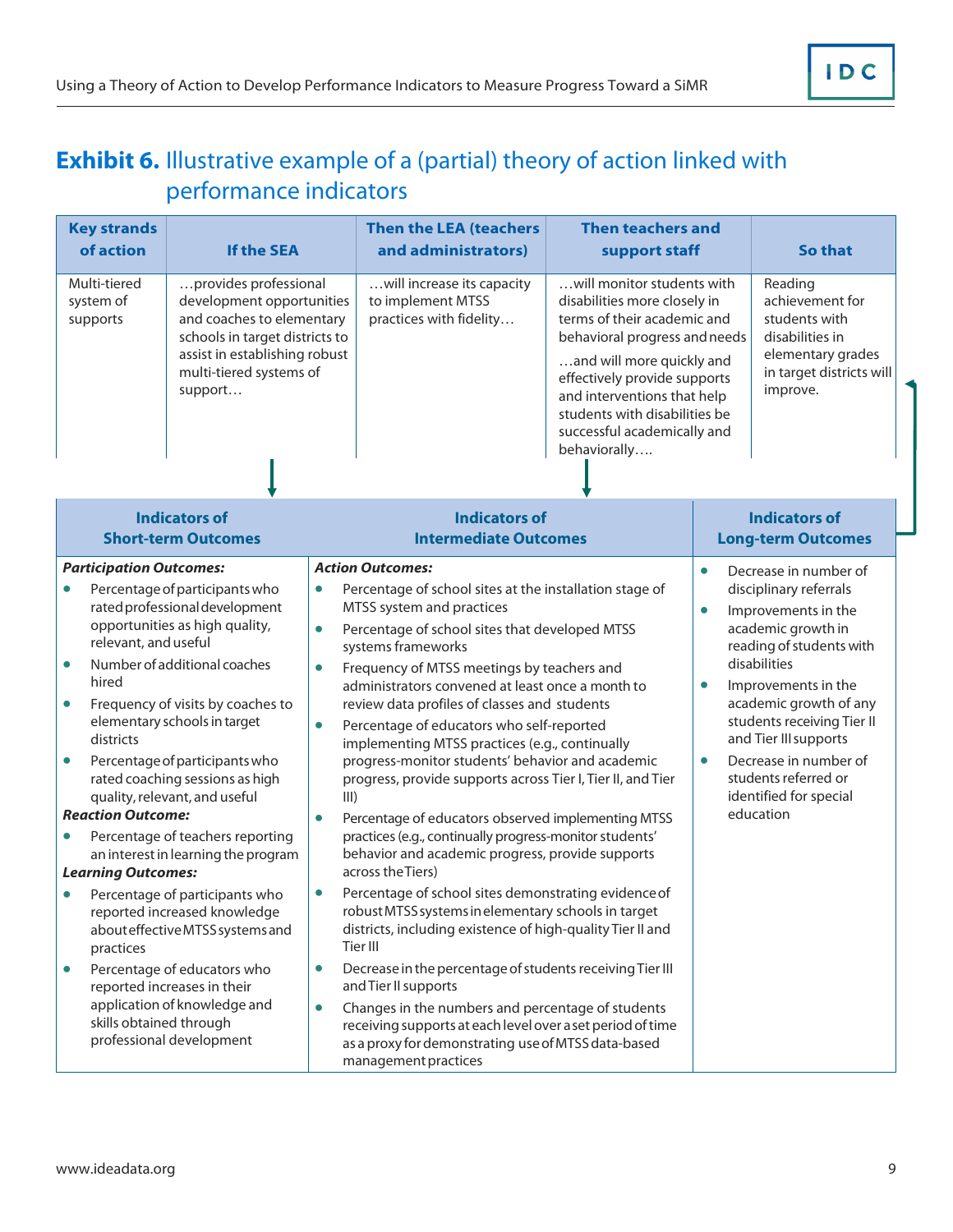## **Exhibit 6.** Illustrative example of a (partial) theory of action linked with performance indicators

| Key strands of action | If the SEA | Then the LEA (teachers and administrators) | Then teachers and support staff | So that |
|---|---|---|---|---|
| Multi-tiered system of supports | …provides professional development opportunities and coaches to elementary schools in target districts to assist in establishing robust multi-tiered systems of support… | …will increase its capacity to implement MTSS practices with fidelity… | …will monitor students with disabilities more closely in terms of their academic and behavioral progress and needs<br><br>…and will more quickly and effectively provide supports and interventions that help students with disabilities be successful academically and behaviorally…. | Reading achievement for students with disabilities in elementary grades in target districts will improve. |

| Indicators of Short-term Outcomes | Indicators of Intermediate Outcomes | Indicators of Long-term Outcomes |
|---|---|---|
| ***Participation Outcomes:***<br>• Percentage of participants who rated professional development opportunities as high quality, relevant, and useful<br>• Number of additional coaches hired<br>• Frequency of visits by coaches to elementary schools in target districts<br>• Percentage of participants who rated coaching sessions as high quality, relevant, and useful<br>***Reaction Outcome:***<br>• Percentage of teachers reporting an interest in learning the program<br>***Learning Outcomes:***<br>• Percentage of participants who reported increased knowledge about effective MTSS systems and practices<br>• Percentage of educators who reported increases in their application of knowledge and skills obtained through professional development | ***Action Outcomes:***<br>• Percentage of school sites at the installation stage of MTSS system and practices<br>• Percentage of school sites that developed MTSS systems frameworks<br>• Frequency of MTSS meetings by teachers and administrators convened at least once a month to review data profiles of classes and students<br>• Percentage of educators who self-reported implementing MTSS practices (e.g., continually progress-monitor students' behavior and academic progress, provide supports across Tier I, Tier II, and Tier III)<br>• Percentage of educators observed implementing MTSS practices (e.g., continually progress-monitor students' behavior and academic progress, provide supports across the Tiers)<br>• Percentage of school sites demonstrating evidence of robust MTSS systems in elementary schools in target districts, including existence of high-quality Tier II and Tier III<br>• Decrease in the percentage of students receiving Tier III and Tier II supports<br>• Changes in the numbers and percentage of students receiving supports at each level over a set period of time as a proxy for demonstrating use of MTSS data-based management practices | • Decrease in number of disciplinary referrals<br>• Improvements in the academic growth in reading of students with disabilities<br>• Improvements in the academic growth of any students receiving Tier II and Tier III supports<br>• Decrease in number of students referred or identified for special education |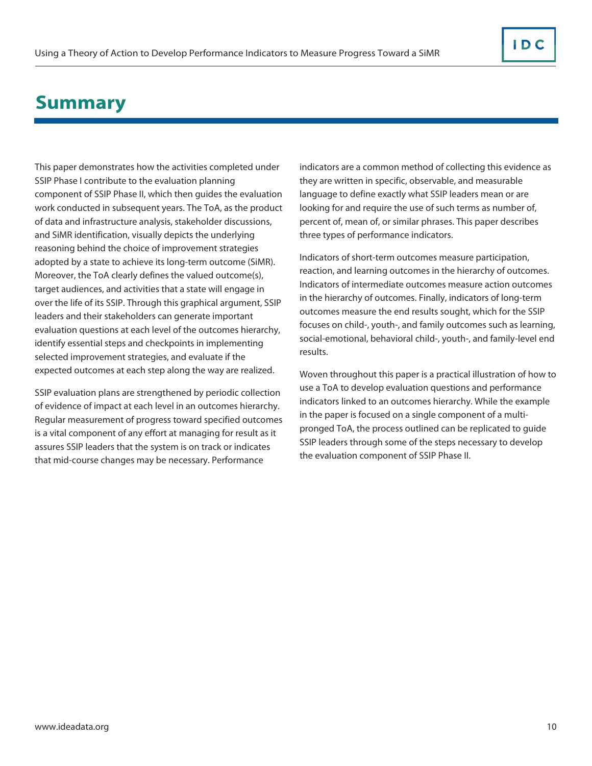# Summary

This paper demonstrates how the activities completed under SSIP Phase I contribute to the evaluation planning component of SSIP Phase II, which then guides the evaluation work conducted in subsequent years. The ToA, as the product of data and infrastructure analysis, stakeholder discussions, and SiMR identification, visually depicts the underlying reasoning behind the choice of improvement strategies adopted by a state to achieve its long-term outcome (SiMR). Moreover, the ToA clearly defines the valued outcome(s), target audiences, and activities that a state will engage in over the life of its SSIP. Through this graphical argument, SSIP leaders and their stakeholders can generate important evaluation questions at each level of the outcomes hierarchy, identify essential steps and checkpoints in implementing selected improvement strategies, and evaluate if the expected outcomes at each step along the way are realized.

SSIP evaluation plans are strengthened by periodic collection of evidence of impact at each level in an outcomes hierarchy. Regular measurement of progress toward specified outcomes is a vital component of any effort at managing for result as it assures SSIP leaders that the system is on track or indicates that mid-course changes may be necessary. Performance indicators are a common method of collecting this evidence as they are written in specific, observable, and measurable language to define exactly what SSIP leaders mean or are looking for and require the use of such terms as number of, percent of, mean of, or similar phrases. This paper describes three types of performance indicators.

Indicators of short-term outcomes measure participation, reaction, and learning outcomes in the hierarchy of outcomes. Indicators of intermediate outcomes measure action outcomes in the hierarchy of outcomes. Finally, indicators of long-term outcomes measure the end results sought, which for the SSIP focuses on child-, youth-, and family outcomes such as learning, social-emotional, behavioral child-, youth-, and family-level end results.

Woven throughout this paper is a practical illustration of how to use a ToA to develop evaluation questions and performance indicators linked to an outcomes hierarchy. While the example in the paper is focused on a single component of a multi-pronged ToA, the process outlined can be replicated to guide SSIP leaders through some of the steps necessary to develop the evaluation component of SSIP Phase II.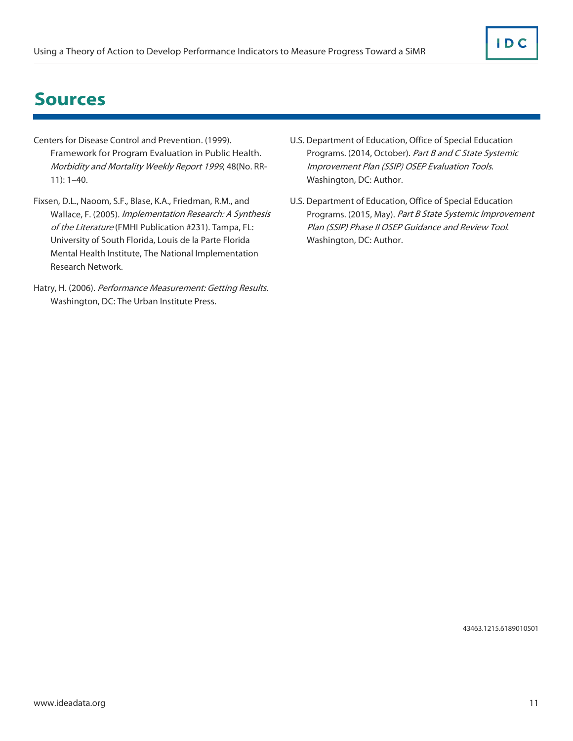# Sources

Centers for Disease Control and Prevention. (1999). Framework for Program Evaluation in Public Health. *Morbidity and Mortality Weekly Report 1999*, 48(No. RR-11): 1–40.

Fixsen, D.L., Naoom, S.F., Blase, K.A., Friedman, R.M., and Wallace, F. (2005). *Implementation Research: A Synthesis of the Literature* (FMHI Publication #231). Tampa, FL: University of South Florida, Louis de la Parte Florida Mental Health Institute, The National Implementation Research Network.

Hatry, H. (2006). *Performance Measurement: Getting Results*. Washington, DC: The Urban Institute Press.

U.S. Department of Education, Office of Special Education Programs. (2014, October). *Part B and C State Systemic Improvement Plan (SSIP) OSEP Evaluation Tools*. Washington, DC: Author.

U.S. Department of Education, Office of Special Education Programs. (2015, May). *Part B State Systemic Improvement Plan (SSIP) Phase II OSEP Guidance and Review Tool*. Washington, DC: Author.

43463.1215.6189010501